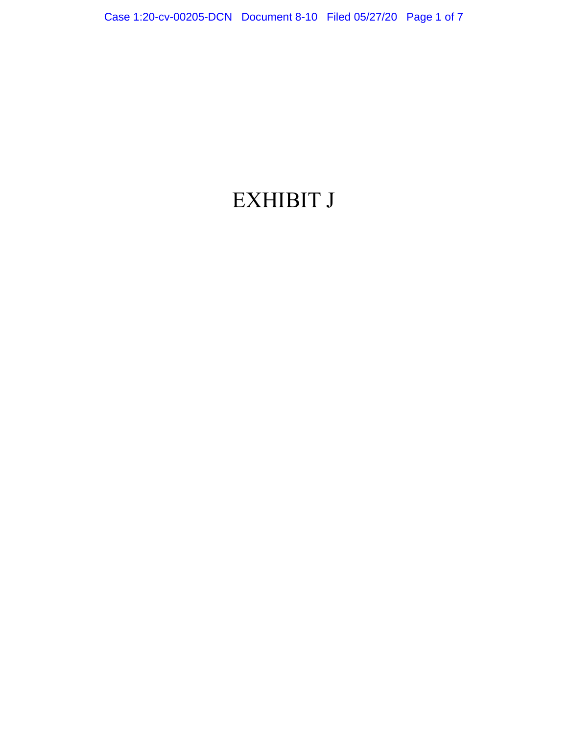# EXHIBIT J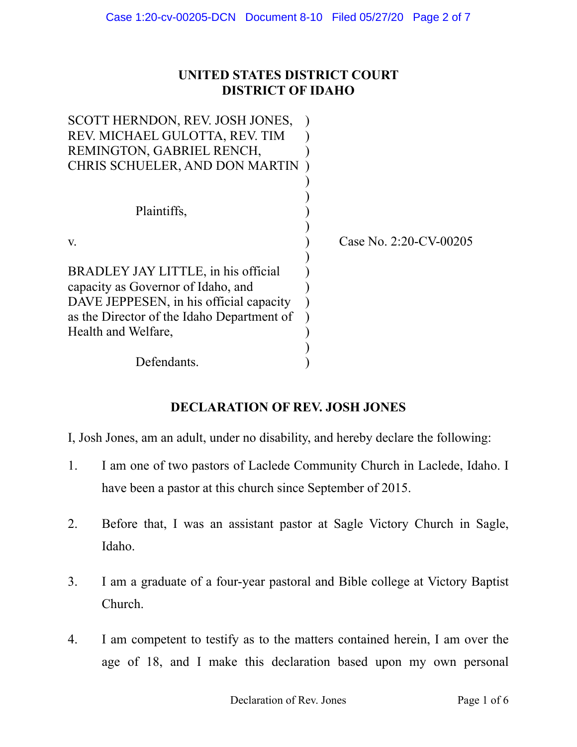**UNITED STATES DISTRICT COURT**
**DISTRICT OF IDAHO**

| | |
|---|---|
| SCOTT HERNDON, REV. JOSH JONES, REV. MICHAEL GULOTTA, REV. TIM REMINGTON, GABRIEL RENCH, CHRIS SCHUELER, AND DON MARTIN<br><br>Plaintiffs,<br><br>v.<br><br>BRADLEY JAY LITTLE, in his official capacity as Governor of Idaho, and DAVE JEPPESEN, in his official capacity as the Director of the Idaho Department of Health and Welfare,<br><br>Defendants. | Case No. 2:20-CV-00205 |

**DECLARATION OF REV. JOSH JONES**

I, Josh Jones, am an adult, under no disability, and hereby declare the following:

1. I am one of two pastors of Laclede Community Church in Laclede, Idaho. I have been a pastor at this church since September of 2015.

2. Before that, I was an assistant pastor at Sagle Victory Church in Sagle, Idaho.

3. I am a graduate of a four-year pastoral and Bible college at Victory Baptist Church.

4. I am competent to testify as to the matters contained herein, I am over the age of 18, and I make this declaration based upon my own personal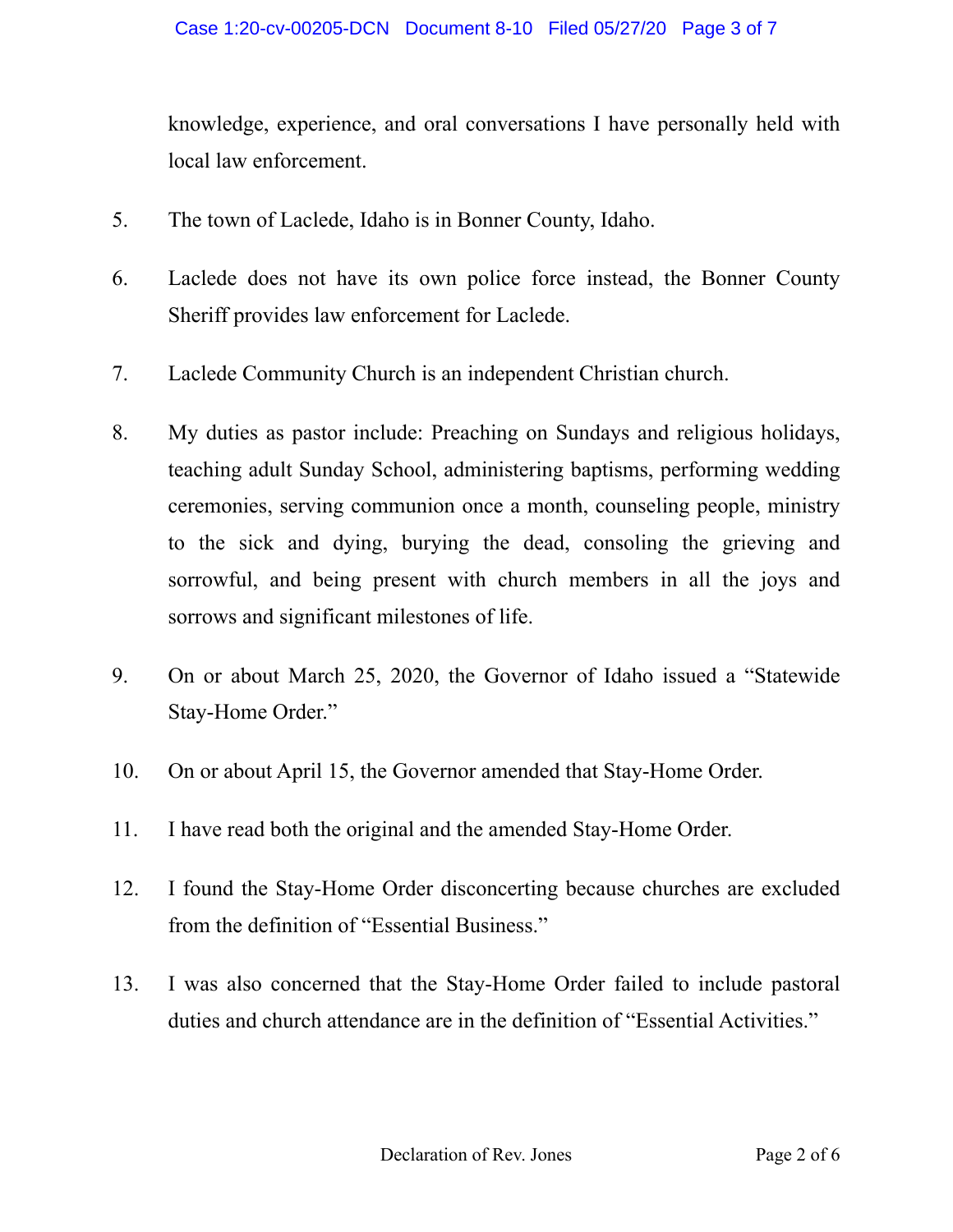knowledge, experience, and oral conversations I have personally held with local law enforcement.

5. The town of Laclede, Idaho is in Bonner County, Idaho.

6. Laclede does not have its own police force instead, the Bonner County Sheriff provides law enforcement for Laclede.

7. Laclede Community Church is an independent Christian church.

8. My duties as pastor include: Preaching on Sundays and religious holidays, teaching adult Sunday School, administering baptisms, performing wedding ceremonies, serving communion once a month, counseling people, ministry to the sick and dying, burying the dead, consoling the grieving and sorrowful, and being present with church members in all the joys and sorrows and significant milestones of life.

9. On or about March 25, 2020, the Governor of Idaho issued a "Statewide Stay-Home Order."

10. On or about April 15, the Governor amended that Stay-Home Order.

11. I have read both the original and the amended Stay-Home Order.

12. I found the Stay-Home Order disconcerting because churches are excluded from the definition of "Essential Business."

13. I was also concerned that the Stay-Home Order failed to include pastoral duties and church attendance are in the definition of "Essential Activities."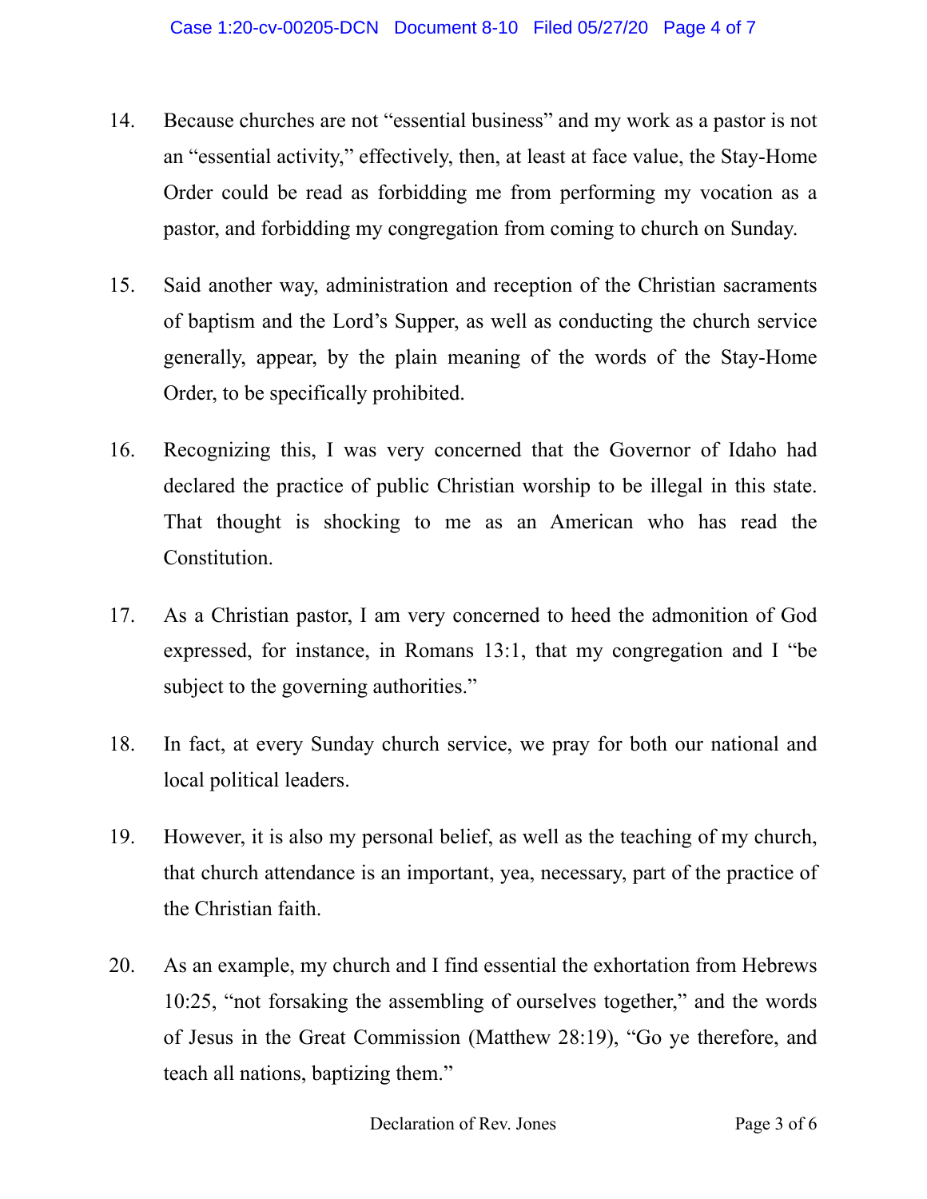14. Because churches are not "essential business" and my work as a pastor is not an "essential activity," effectively, then, at least at face value, the Stay-Home Order could be read as forbidding me from performing my vocation as a pastor, and forbidding my congregation from coming to church on Sunday.

15. Said another way, administration and reception of the Christian sacraments of baptism and the Lord's Supper, as well as conducting the church service generally, appear, by the plain meaning of the words of the Stay-Home Order, to be specifically prohibited.

16. Recognizing this, I was very concerned that the Governor of Idaho had declared the practice of public Christian worship to be illegal in this state. That thought is shocking to me as an American who has read the Constitution.

17. As a Christian pastor, I am very concerned to heed the admonition of God expressed, for instance, in Romans 13:1, that my congregation and I "be subject to the governing authorities."

18. In fact, at every Sunday church service, we pray for both our national and local political leaders.

19. However, it is also my personal belief, as well as the teaching of my church, that church attendance is an important, yea, necessary, part of the practice of the Christian faith.

20. As an example, my church and I find essential the exhortation from Hebrews 10:25, "not forsaking the assembling of ourselves together," and the words of Jesus in the Great Commission (Matthew 28:19), "Go ye therefore, and teach all nations, baptizing them."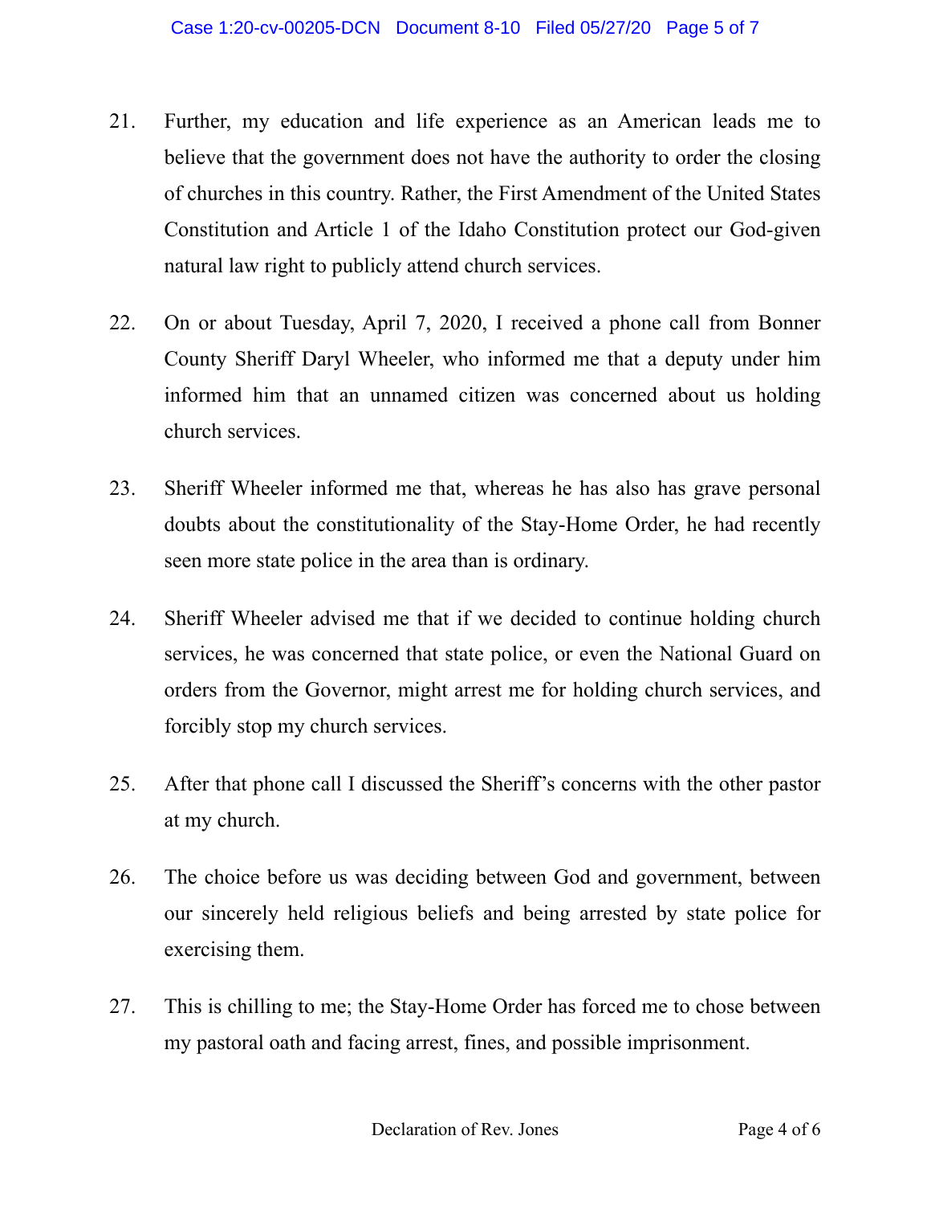21. Further, my education and life experience as an American leads me to believe that the government does not have the authority to order the closing of churches in this country. Rather, the First Amendment of the United States Constitution and Article 1 of the Idaho Constitution protect our God-given natural law right to publicly attend church services.

22. On or about Tuesday, April 7, 2020, I received a phone call from Bonner County Sheriff Daryl Wheeler, who informed me that a deputy under him informed him that an unnamed citizen was concerned about us holding church services.

23. Sheriff Wheeler informed me that, whereas he has also has grave personal doubts about the constitutionality of the Stay-Home Order, he had recently seen more state police in the area than is ordinary.

24. Sheriff Wheeler advised me that if we decided to continue holding church services, he was concerned that state police, or even the National Guard on orders from the Governor, might arrest me for holding church services, and forcibly stop my church services.

25. After that phone call I discussed the Sheriff's concerns with the other pastor at my church.

26. The choice before us was deciding between God and government, between our sincerely held religious beliefs and being arrested by state police for exercising them.

27. This is chilling to me; the Stay-Home Order has forced me to chose between my pastoral oath and facing arrest, fines, and possible imprisonment.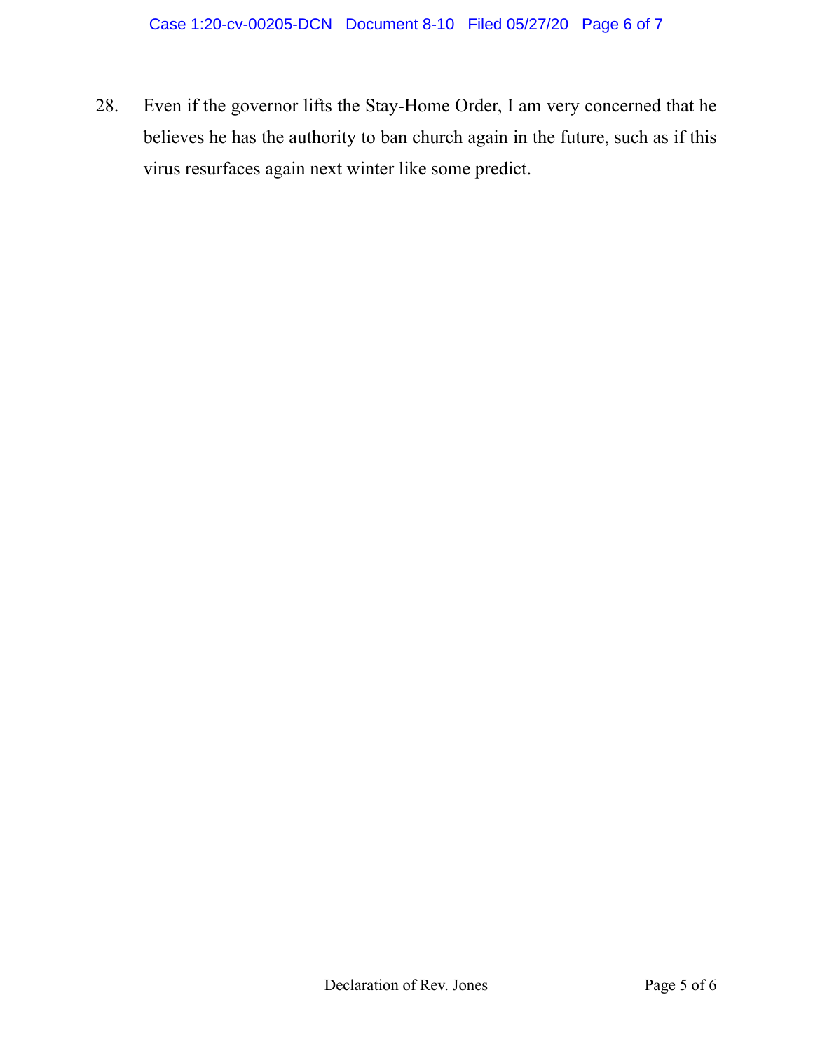28. Even if the governor lifts the Stay-Home Order, I am very concerned that he believes he has the authority to ban church again in the future, such as if this virus resurfaces again next winter like some predict.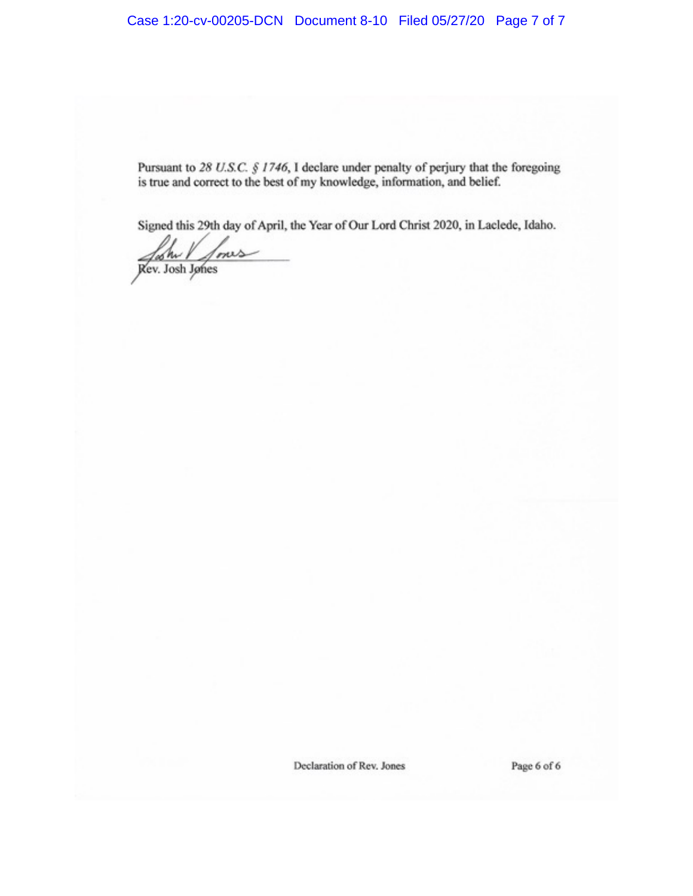Pursuant to *28 U.S.C. § 1746*, I declare under penalty of perjury that the foregoing is true and correct to the best of my knowledge, information, and belief.

Signed this 29th day of April, the Year of Our Lord Christ 2020, in Laclede, Idaho.

Rev. Josh Jones